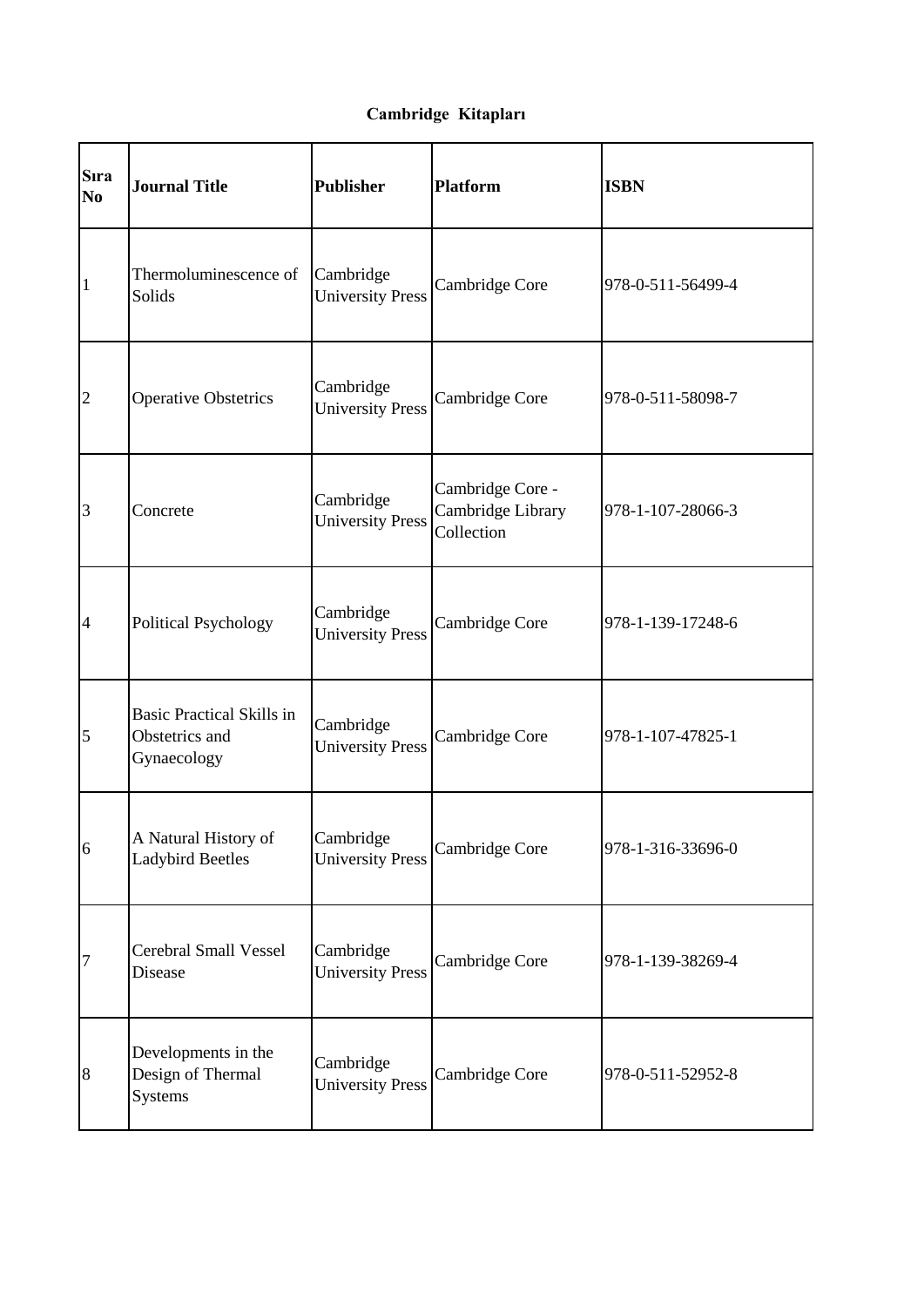# Cambridge Kitapları

| Sıra No | Journal Title | Publisher | Platform | ISBN |
|---|---|---|---|---|
| 1 | Thermoluminescence of Solids | Cambridge University Press | Cambridge Core | 978-0-511-56499-4 |
| 2 | Operative Obstetrics | Cambridge University Press | Cambridge Core | 978-0-511-58098-7 |
| 3 | Concrete | Cambridge University Press | Cambridge Core - Cambridge Library Collection | 978-1-107-28066-3 |
| 4 | Political Psychology | Cambridge University Press | Cambridge Core | 978-1-139-17248-6 |
| 5 | Basic Practical Skills in Obstetrics and Gynaecology | Cambridge University Press | Cambridge Core | 978-1-107-47825-1 |
| 6 | A Natural History of Ladybird Beetles | Cambridge University Press | Cambridge Core | 978-1-316-33696-0 |
| 7 | Cerebral Small Vessel Disease | Cambridge University Press | Cambridge Core | 978-1-139-38269-4 |
| 8 | Developments in the Design of Thermal Systems | Cambridge University Press | Cambridge Core | 978-0-511-52952-8 |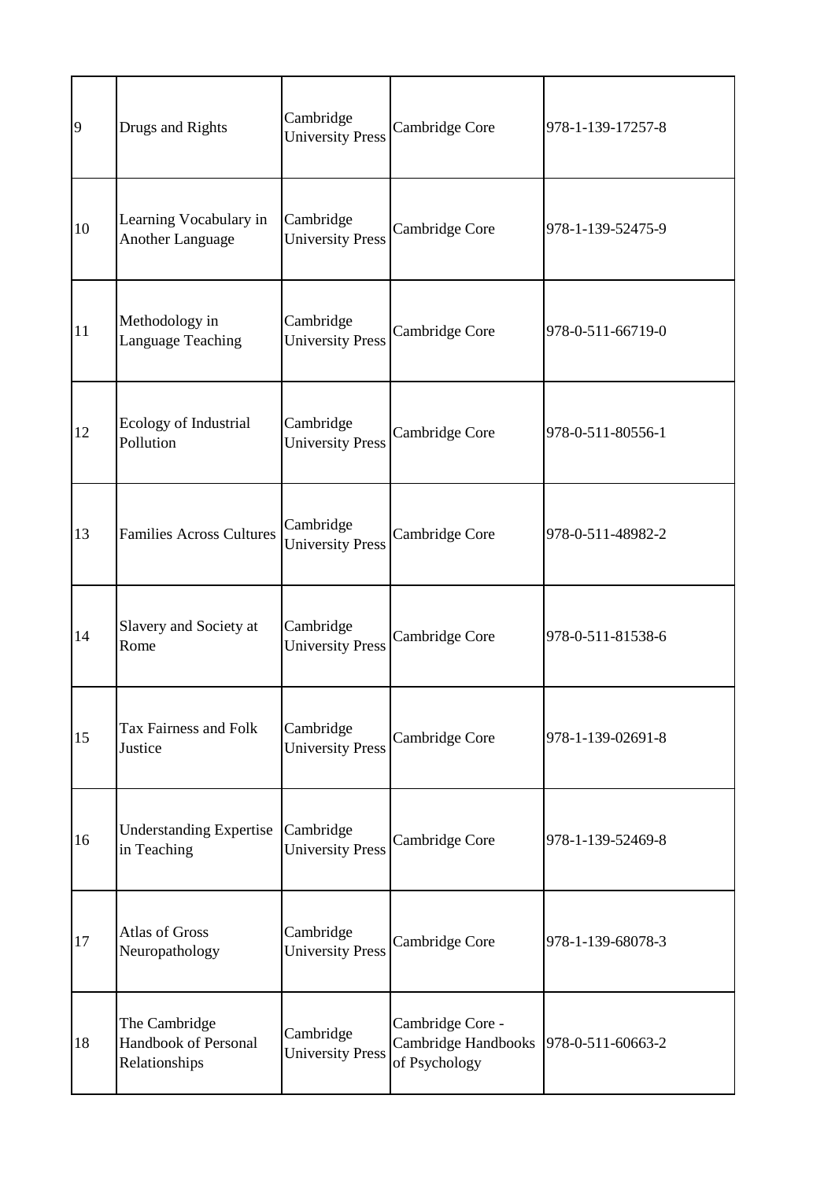| | | | | |
|---|---|---|---|---|
| 9 | Drugs and Rights | Cambridge University Press | Cambridge Core | 978-1-139-17257-8 |
| 10 | Learning Vocabulary in Another Language | Cambridge University Press | Cambridge Core | 978-1-139-52475-9 |
| 11 | Methodology in Language Teaching | Cambridge University Press | Cambridge Core | 978-0-511-66719-0 |
| 12 | Ecology of Industrial Pollution | Cambridge University Press | Cambridge Core | 978-0-511-80556-1 |
| 13 | Families Across Cultures | Cambridge University Press | Cambridge Core | 978-0-511-48982-2 |
| 14 | Slavery and Society at Rome | Cambridge University Press | Cambridge Core | 978-0-511-81538-6 |
| 15 | Tax Fairness and Folk Justice | Cambridge University Press | Cambridge Core | 978-1-139-02691-8 |
| 16 | Understanding Expertise in Teaching | Cambridge University Press | Cambridge Core | 978-1-139-52469-8 |
| 17 | Atlas of Gross Neuropathology | Cambridge University Press | Cambridge Core | 978-1-139-68078-3 |
| 18 | The Cambridge Handbook of Personal Relationships | Cambridge University Press | Cambridge Core - Cambridge Handbooks of Psychology | 978-0-511-60663-2 |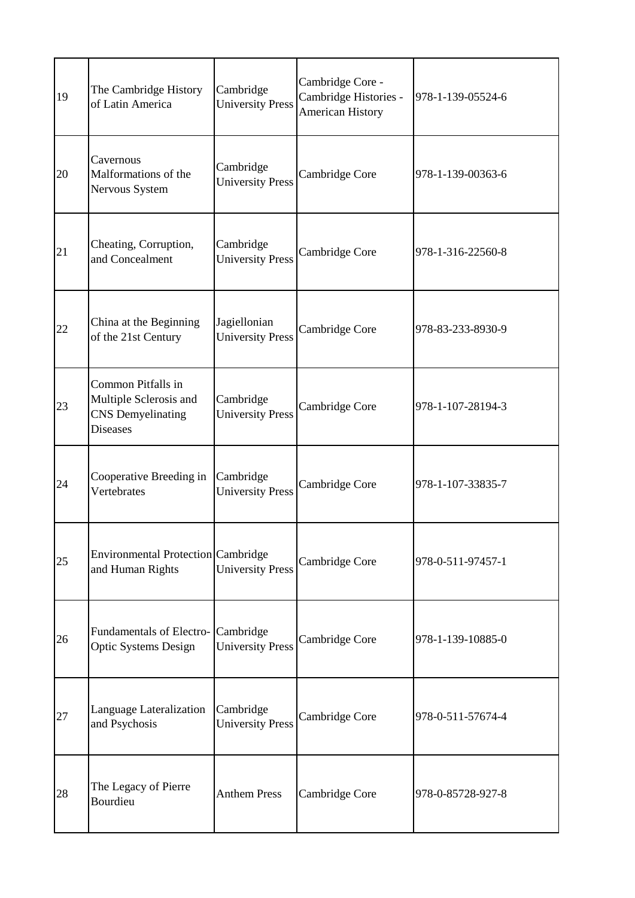| | | | | |
|---|---|---|---|---|
| 19 | The Cambridge History of Latin America | Cambridge University Press | Cambridge Core - Cambridge Histories - American History | 978-1-139-05524-6 |
| 20 | Cavernous Malformations of the Nervous System | Cambridge University Press | Cambridge Core | 978-1-139-00363-6 |
| 21 | Cheating, Corruption, and Concealment | Cambridge University Press | Cambridge Core | 978-1-316-22560-8 |
| 22 | China at the Beginning of the 21st Century | Jagiellonian University Press | Cambridge Core | 978-83-233-8930-9 |
| 23 | Common Pitfalls in Multiple Sclerosis and CNS Demyelinating Diseases | Cambridge University Press | Cambridge Core | 978-1-107-28194-3 |
| 24 | Cooperative Breeding in Vertebrates | Cambridge University Press | Cambridge Core | 978-1-107-33835-7 |
| 25 | Environmental Protection and Human Rights | Cambridge University Press | Cambridge Core | 978-0-511-97457-1 |
| 26 | Fundamentals of Electro-Optic Systems Design | Cambridge University Press | Cambridge Core | 978-1-139-10885-0 |
| 27 | Language Lateralization and Psychosis | Cambridge University Press | Cambridge Core | 978-0-511-57674-4 |
| 28 | The Legacy of Pierre Bourdieu | Anthem Press | Cambridge Core | 978-0-85728-927-8 |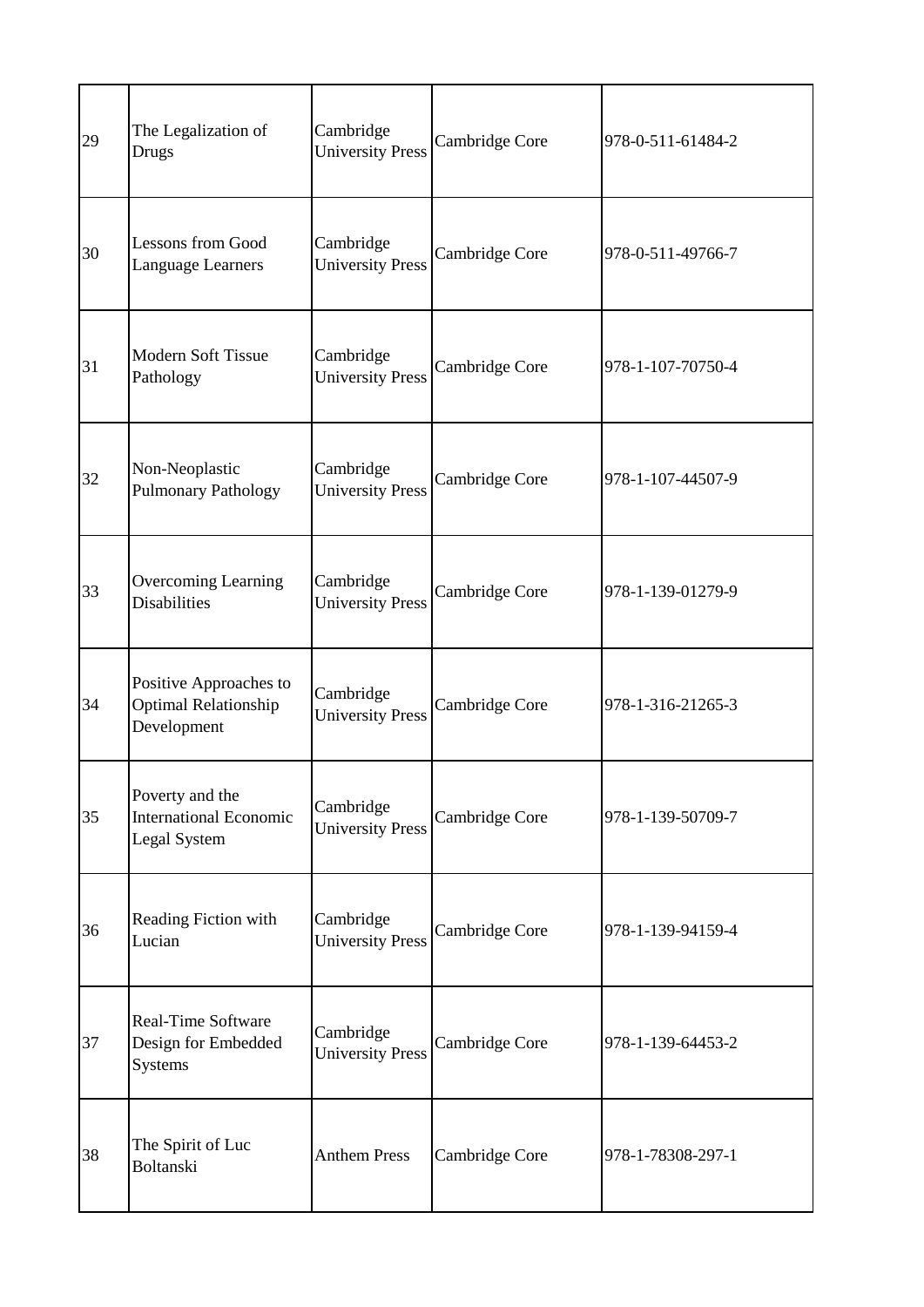| | | | | |
|---|---|---|---|---|
| 29 | The Legalization of Drugs | Cambridge University Press | Cambridge Core | 978-0-511-61484-2 |
| 30 | Lessons from Good Language Learners | Cambridge University Press | Cambridge Core | 978-0-511-49766-7 |
| 31 | Modern Soft Tissue Pathology | Cambridge University Press | Cambridge Core | 978-1-107-70750-4 |
| 32 | Non-Neoplastic Pulmonary Pathology | Cambridge University Press | Cambridge Core | 978-1-107-44507-9 |
| 33 | Overcoming Learning Disabilities | Cambridge University Press | Cambridge Core | 978-1-139-01279-9 |
| 34 | Positive Approaches to Optimal Relationship Development | Cambridge University Press | Cambridge Core | 978-1-316-21265-3 |
| 35 | Poverty and the International Economic Legal System | Cambridge University Press | Cambridge Core | 978-1-139-50709-7 |
| 36 | Reading Fiction with Lucian | Cambridge University Press | Cambridge Core | 978-1-139-94159-4 |
| 37 | Real-Time Software Design for Embedded Systems | Cambridge University Press | Cambridge Core | 978-1-139-64453-2 |
| 38 | The Spirit of Luc Boltanski | Anthem Press | Cambridge Core | 978-1-78308-297-1 |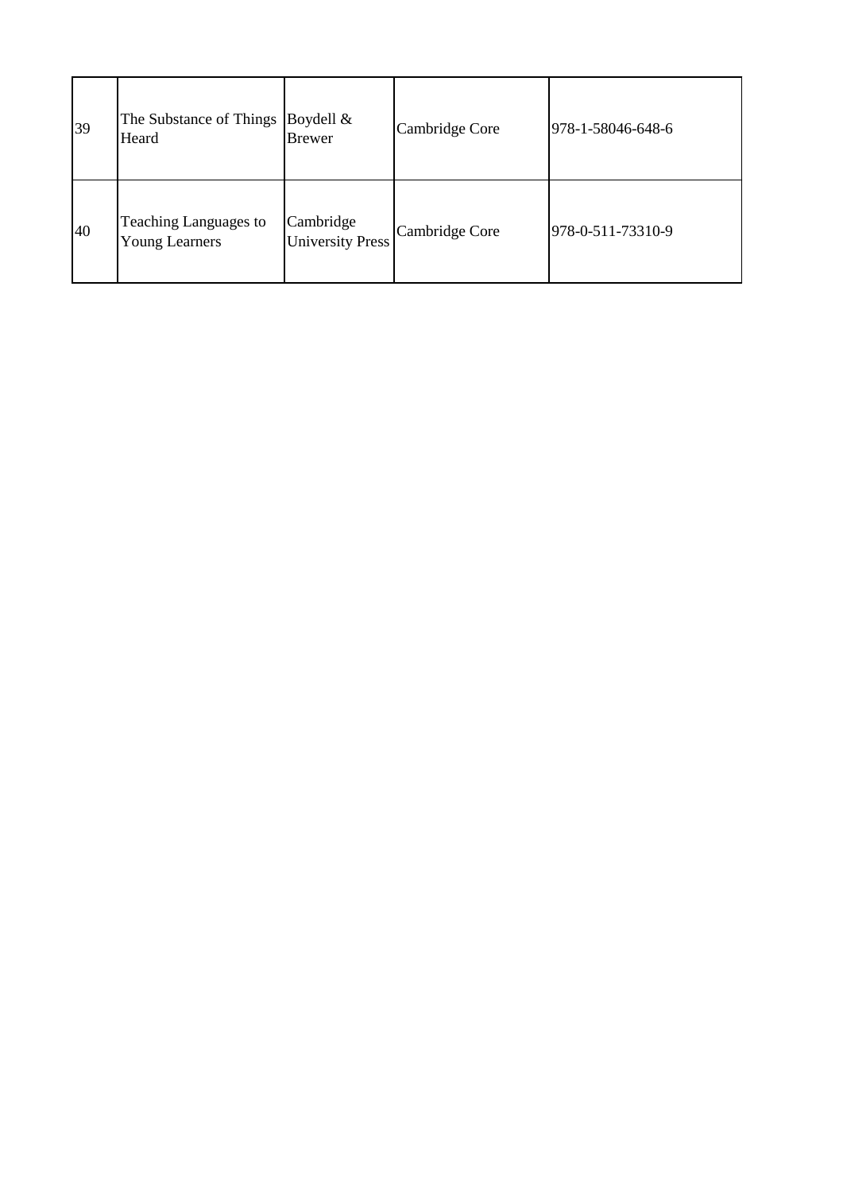| | | | | |
|---|---|---|---|---|
| 39 | The Substance of Things Heard | Boydell & Brewer | Cambridge Core | 978-1-58046-648-6 |
| 40 | Teaching Languages to Young Learners | Cambridge University Press | Cambridge Core | 978-0-511-73310-9 |